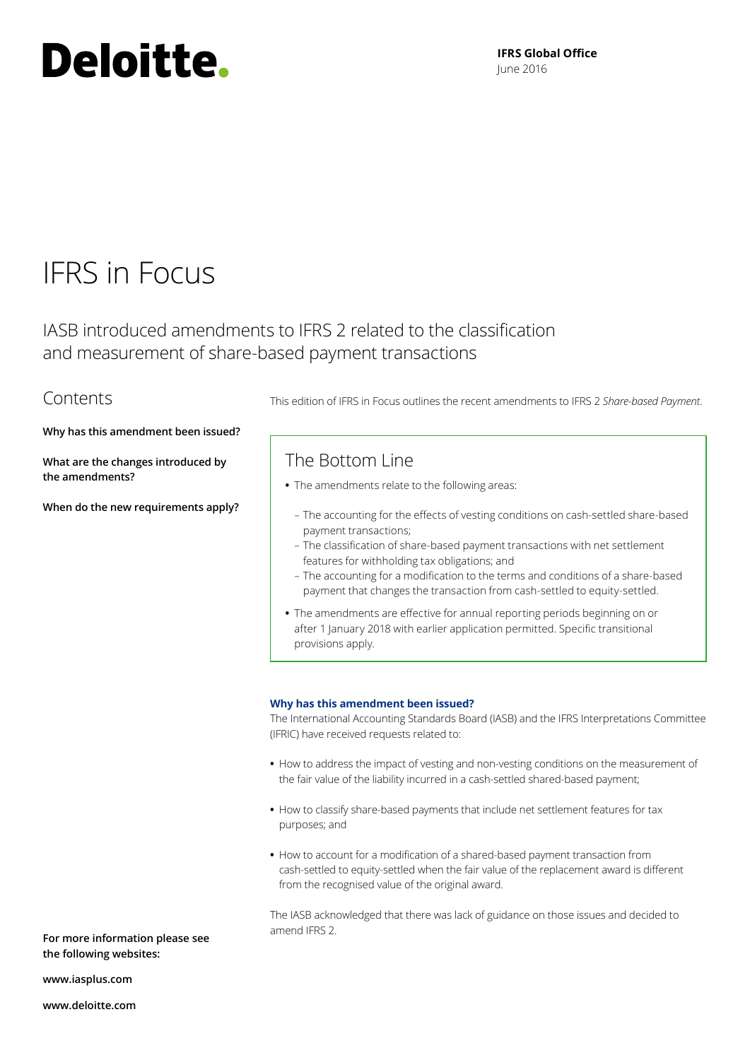Deloitte.

**IFRS Global Office**
June 2016

# IFRS in Focus

## IASB introduced amendments to IFRS 2 related to the classification and measurement of share-based payment transactions

## Contents

**Why has this amendment been issued?**

**What are the changes introduced by the amendments?**

**When do the new requirements apply?**

This edition of IFRS in Focus outlines the recent amendments to IFRS 2 *Share-based Payment*.

### The Bottom Line

- The amendments relate to the following areas:
  - The accounting for the effects of vesting conditions on cash-settled share-based payment transactions;
  - The classification of share-based payment transactions with net settlement features for withholding tax obligations; and
  - The accounting for a modification to the terms and conditions of a share-based payment that changes the transaction from cash-settled to equity-settled.
- The amendments are effective for annual reporting periods beginning on or after 1 January 2018 with earlier application permitted. Specific transitional provisions apply.

### Why has this amendment been issued?

The International Accounting Standards Board (IASB) and the IFRS Interpretations Committee (IFRIC) have received requests related to:

- How to address the impact of vesting and non-vesting conditions on the measurement of the fair value of the liability incurred in a cash-settled shared-based payment;
- How to classify share-based payments that include net settlement features for tax purposes; and
- How to account for a modification of a shared-based payment transaction from cash-settled to equity-settled when the fair value of the replacement award is different from the recognised value of the original award.

The IASB acknowledged that there was lack of guidance on those issues and decided to amend IFRS 2.

**For more information please see the following websites:**

**www.iasplus.com**

**www.deloitte.com**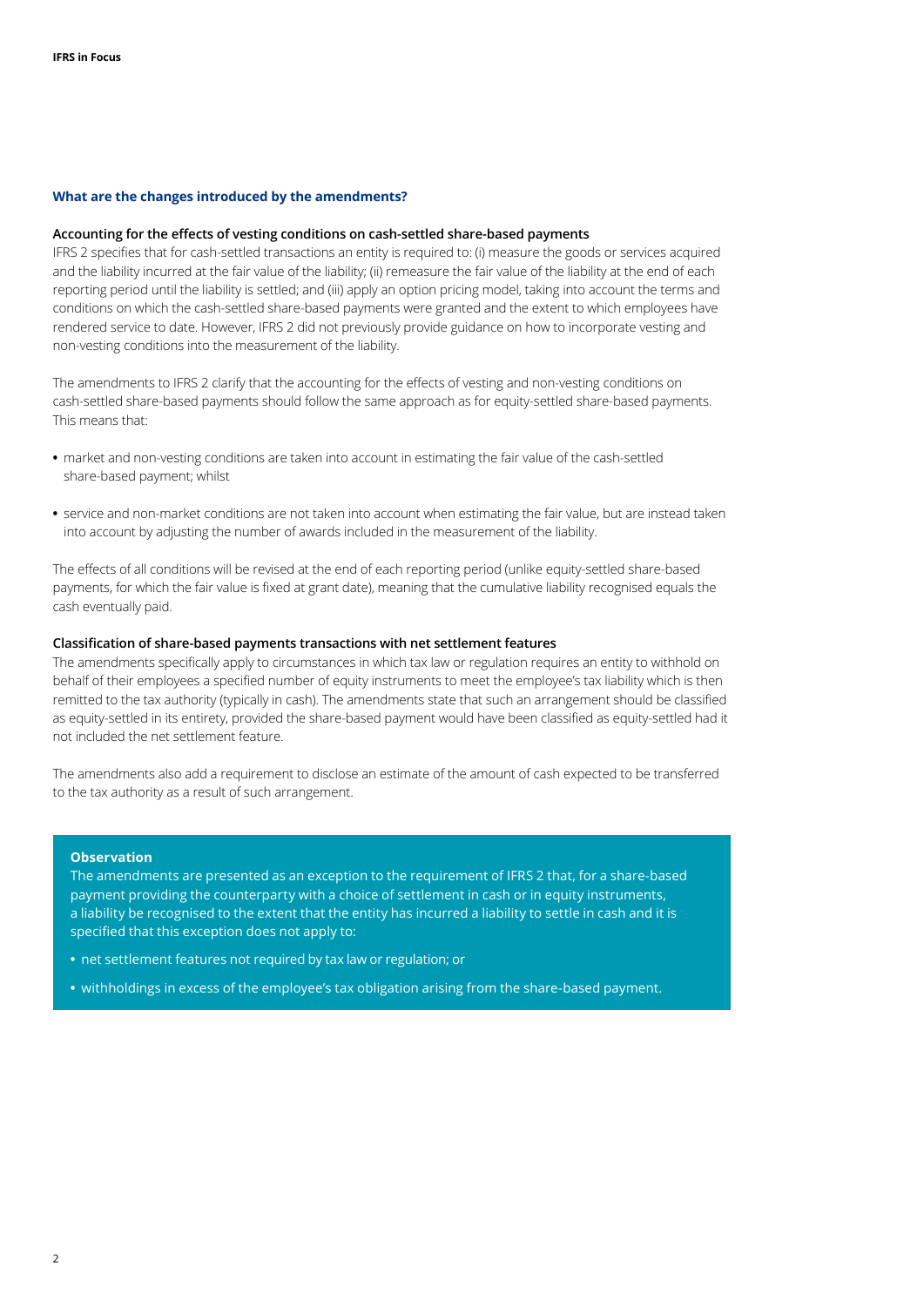## What are the changes introduced by the amendments?

### Accounting for the effects of vesting conditions on cash-settled share-based payments

IFRS 2 specifies that for cash-settled transactions an entity is required to: (i) measure the goods or services acquired and the liability incurred at the fair value of the liability; (ii) remeasure the fair value of the liability at the end of each reporting period until the liability is settled; and (iii) apply an option pricing model, taking into account the terms and conditions on which the cash-settled share-based payments were granted and the extent to which employees have rendered service to date. However, IFRS 2 did not previously provide guidance on how to incorporate vesting and non-vesting conditions into the measurement of the liability.

The amendments to IFRS 2 clarify that the accounting for the effects of vesting and non-vesting conditions on cash-settled share-based payments should follow the same approach as for equity-settled share-based payments. This means that:

- market and non-vesting conditions are taken into account in estimating the fair value of the cash-settled share-based payment; whilst
- service and non-market conditions are not taken into account when estimating the fair value, but are instead taken into account by adjusting the number of awards included in the measurement of the liability.

The effects of all conditions will be revised at the end of each reporting period (unlike equity-settled share-based payments, for which the fair value is fixed at grant date), meaning that the cumulative liability recognised equals the cash eventually paid.

### Classification of share-based payments transactions with net settlement features

The amendments specifically apply to circumstances in which tax law or regulation requires an entity to withhold on behalf of their employees a specified number of equity instruments to meet the employee's tax liability which is then remitted to the tax authority (typically in cash). The amendments state that such an arrangement should be classified as equity-settled in its entirety, provided the share-based payment would have been classified as equity-settled had it not included the net settlement feature.

The amendments also add a requirement to disclose an estimate of the amount of cash expected to be transferred to the tax authority as a result of such arrangement.

**Observation**

The amendments are presented as an exception to the requirement of IFRS 2 that, for a share-based payment providing the counterparty with a choice of settlement in cash or in equity instruments, a liability be recognised to the extent that the entity has incurred a liability to settle in cash and it is specified that this exception does not apply to:

- net settlement features not required by tax law or regulation; or
- withholdings in excess of the employee's tax obligation arising from the share-based payment.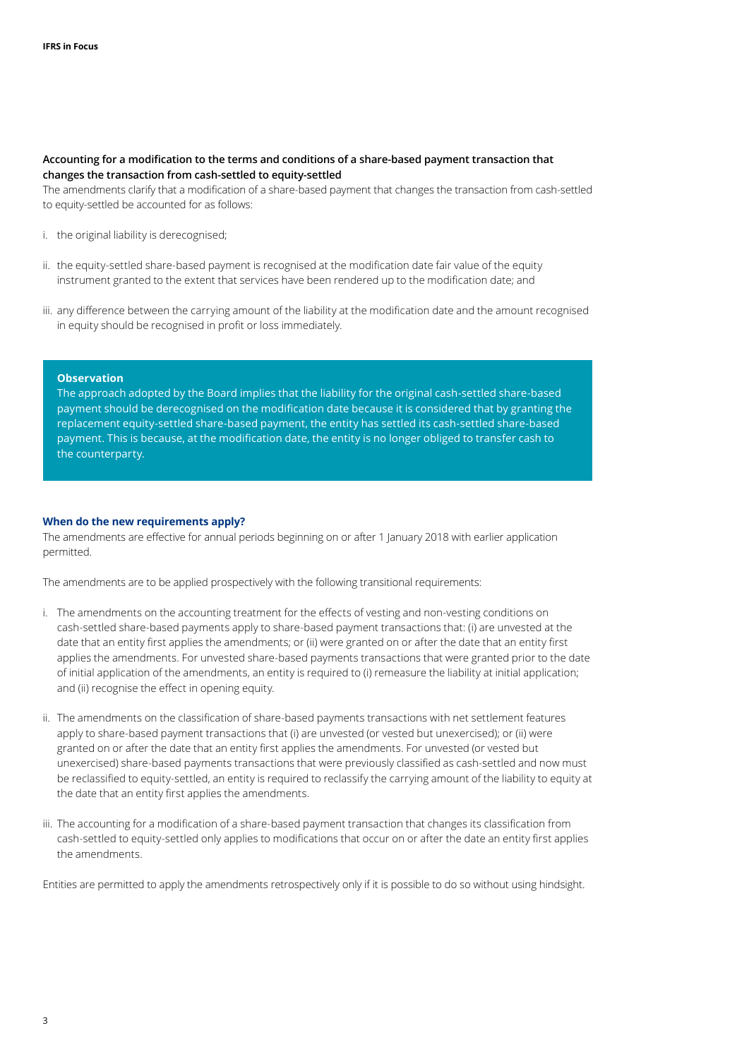**Accounting for a modification to the terms and conditions of a share-based payment transaction that changes the transaction from cash-settled to equity-settled**

The amendments clarify that a modification of a share-based payment that changes the transaction from cash-settled to equity-settled be accounted for as follows:

i. the original liability is derecognised;

ii. the equity-settled share-based payment is recognised at the modification date fair value of the equity instrument granted to the extent that services have been rendered up to the modification date; and

iii. any difference between the carrying amount of the liability at the modification date and the amount recognised in equity should be recognised in profit or loss immediately.

> **Observation**
>
> The approach adopted by the Board implies that the liability for the original cash-settled share-based payment should be derecognised on the modification date because it is considered that by granting the replacement equity-settled share-based payment, the entity has settled its cash-settled share-based payment. This is because, at the modification date, the entity is no longer obliged to transfer cash to the counterparty.

## When do the new requirements apply?

The amendments are effective for annual periods beginning on or after 1 January 2018 with earlier application permitted.

The amendments are to be applied prospectively with the following transitional requirements:

i. The amendments on the accounting treatment for the effects of vesting and non-vesting conditions on cash-settled share-based payments apply to share-based payment transactions that: (i) are unvested at the date that an entity first applies the amendments; or (ii) were granted on or after the date that an entity first applies the amendments. For unvested share-based payments transactions that were granted prior to the date of initial application of the amendments, an entity is required to (i) remeasure the liability at initial application; and (ii) recognise the effect in opening equity.

ii. The amendments on the classification of share-based payments transactions with net settlement features apply to share-based payment transactions that (i) are unvested (or vested but unexercised); or (ii) were granted on or after the date that an entity first applies the amendments. For unvested (or vested but unexercised) share-based payments transactions that were previously classified as cash-settled and now must be reclassified to equity-settled, an entity is required to reclassify the carrying amount of the liability to equity at the date that an entity first applies the amendments.

iii. The accounting for a modification of a share-based payment transaction that changes its classification from cash-settled to equity-settled only applies to modifications that occur on or after the date an entity first applies the amendments.

Entities are permitted to apply the amendments retrospectively only if it is possible to do so without using hindsight.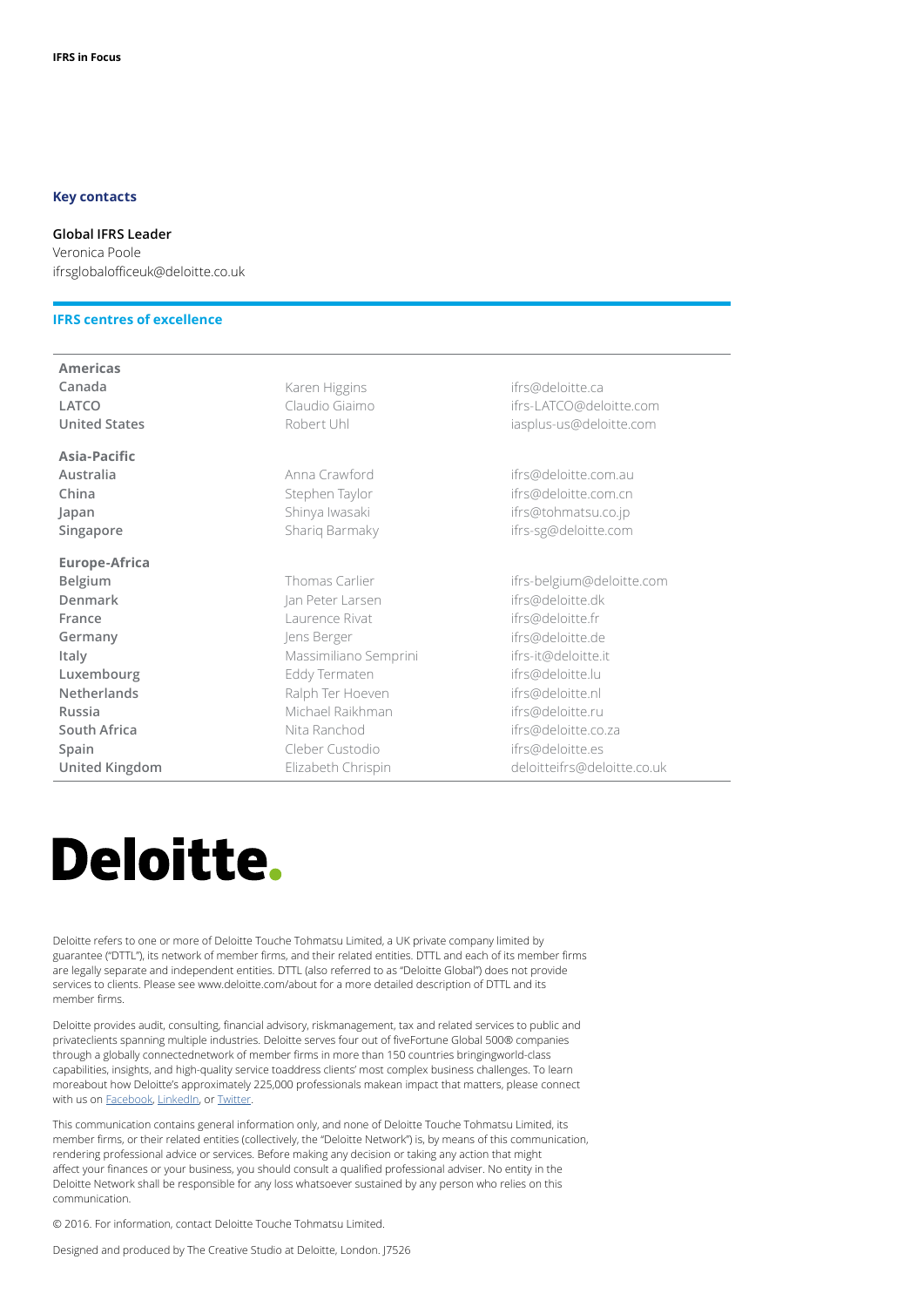## Key contacts

**Global IFRS Leader**
Veronica Poole
ifrsglobalofficeuk@deloitte.co.uk

### IFRS centres of excellence

| | | |
|---|---|---|
| **Americas** | | |
| **Canada** | Karen Higgins | ifrs@deloitte.ca |
| **LATCO** | Claudio Giaimo | ifrs-LATCO@deloitte.com |
| **United States** | Robert Uhl | iasplus-us@deloitte.com |
| **Asia-Pacific** | | |
| **Australia** | Anna Crawford | ifrs@deloitte.com.au |
| **China** | Stephen Taylor | ifrs@deloitte.com.cn |
| **Japan** | Shinya Iwasaki | ifrs@tohmatsu.co.jp |
| **Singapore** | Shariq Barmaky | ifrs-sg@deloitte.com |
| **Europe-Africa** | | |
| **Belgium** | Thomas Carlier | ifrs-belgium@deloitte.com |
| **Denmark** | Jan Peter Larsen | ifrs@deloitte.dk |
| **France** | Laurence Rivat | ifrs@deloitte.fr |
| **Germany** | Jens Berger | ifrs@deloitte.de |
| **Italy** | Massimiliano Semprini | ifrs-it@deloitte.it |
| **Luxembourg** | Eddy Termaten | ifrs@deloitte.lu |
| **Netherlands** | Ralph Ter Hoeven | ifrs@deloitte.nl |
| **Russia** | Michael Raikhman | ifrs@deloitte.ru |
| **South Africa** | Nita Ranchod | ifrs@deloitte.co.za |
| **Spain** | Cleber Custodio | ifrs@deloitte.es |
| **United Kingdom** | Elizabeth Chrispin | deloitteifrs@deloitte.co.uk |

**Deloitte.**

Deloitte refers to one or more of Deloitte Touche Tohmatsu Limited, a UK private company limited by guarantee ("DTTL"), its network of member firms, and their related entities. DTTL and each of its member firms are legally separate and independent entities. DTTL (also referred to as "Deloitte Global") does not provide services to clients. Please see www.deloitte.com/about for a more detailed description of DTTL and its member firms.

Deloitte provides audit, consulting, financial advisory, riskmanagement, tax and related services to public and privateclients spanning multiple industries. Deloitte serves four out of fiveFortune Global 500® companies through a globally connectednetwork of member firms in more than 150 countries bringingworld-class capabilities, insights, and high-quality service toaddress clients' most complex business challenges. To learn moreabout how Deloitte's approximately 225,000 professionals makean impact that matters, please connect with us on Facebook, LinkedIn, or Twitter.

This communication contains general information only, and none of Deloitte Touche Tohmatsu Limited, its member firms, or their related entities (collectively, the "Deloitte Network") is, by means of this communication, rendering professional advice or services. Before making any decision or taking any action that might affect your finances or your business, you should consult a qualified professional adviser. No entity in the Deloitte Network shall be responsible for any loss whatsoever sustained by any person who relies on this communication.

© 2016. For information, contact Deloitte Touche Tohmatsu Limited.

Designed and produced by The Creative Studio at Deloitte, London. J7526